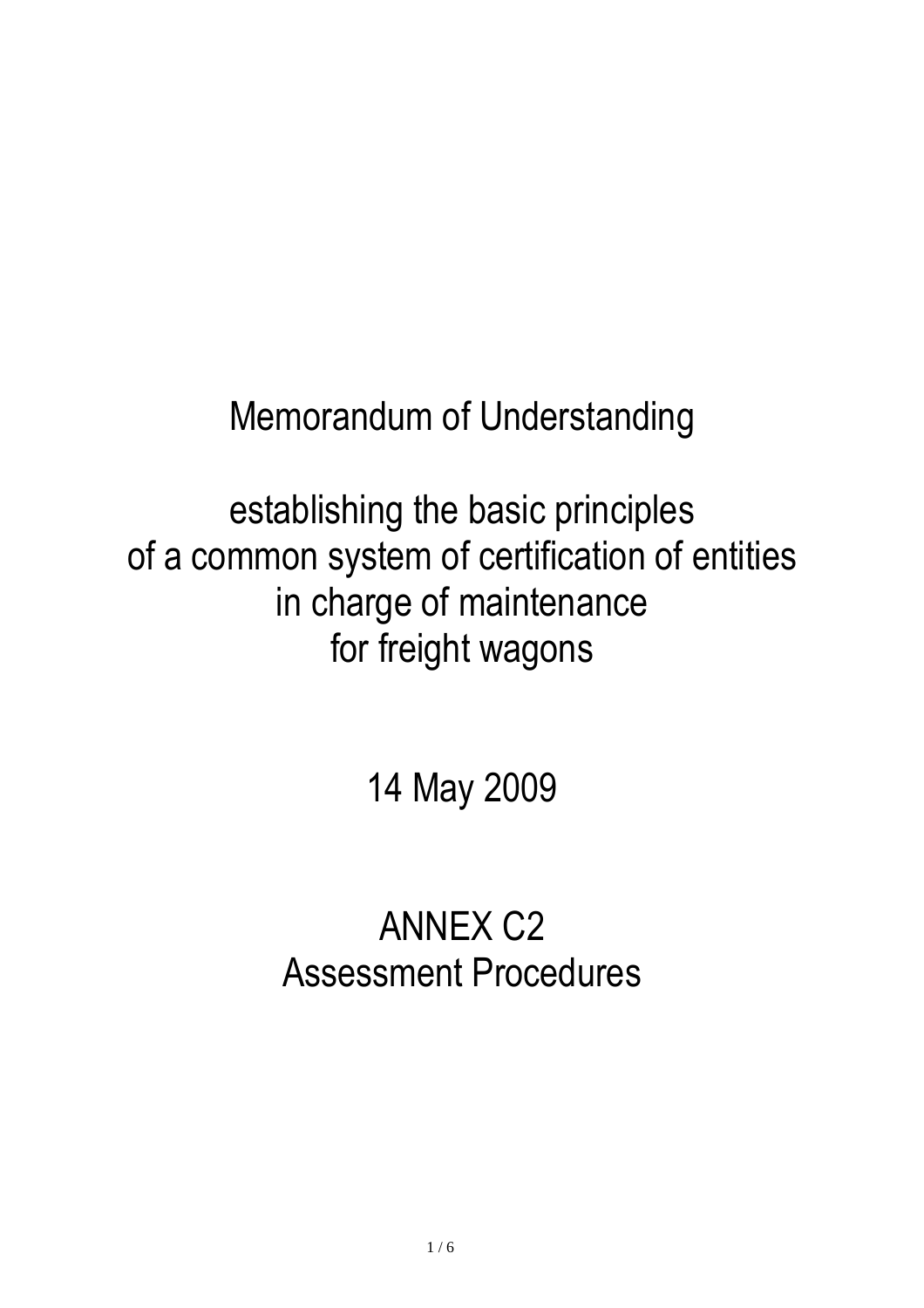# Memorandum of Understanding

establishing the basic principles
of a common system of certification of entities
in charge of maintenance
for freight wagons

14 May 2009

## ANNEX C2
## Assessment Procedures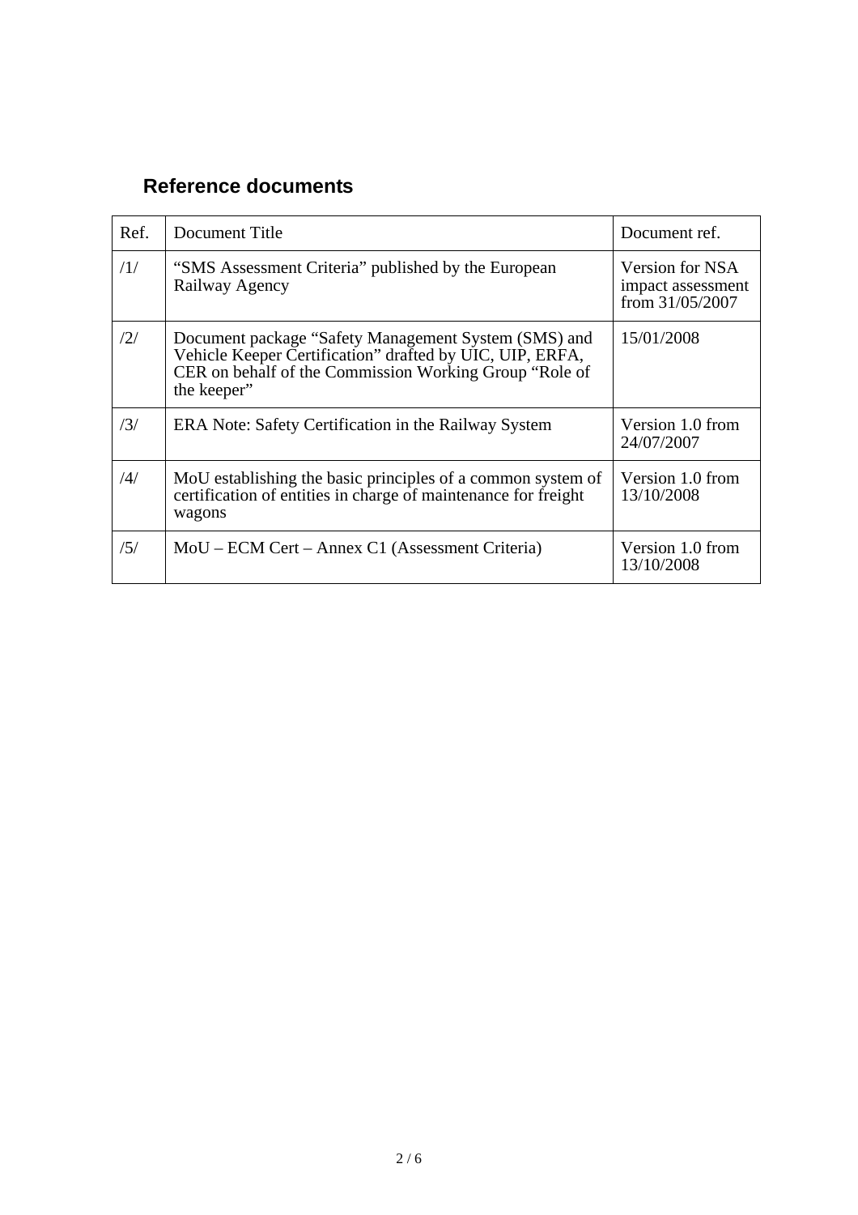## Reference documents

| Ref. | Document Title | Document ref. |
| --- | --- | --- |
| /1/ | "SMS Assessment Criteria" published by the European Railway Agency | Version for NSA impact assessment from 31/05/2007 |
| /2/ | Document package "Safety Management System (SMS) and Vehicle Keeper Certification" drafted by UIC, UIP, ERFA, CER on behalf of the Commission Working Group "Role of the keeper" | 15/01/2008 |
| /3/ | ERA Note: Safety Certification in the Railway System | Version 1.0 from 24/07/2007 |
| /4/ | MoU establishing the basic principles of a common system of certification of entities in charge of maintenance for freight wagons | Version 1.0 from 13/10/2008 |
| /5/ | MoU – ECM Cert – Annex C1 (Assessment Criteria) | Version 1.0 from 13/10/2008 |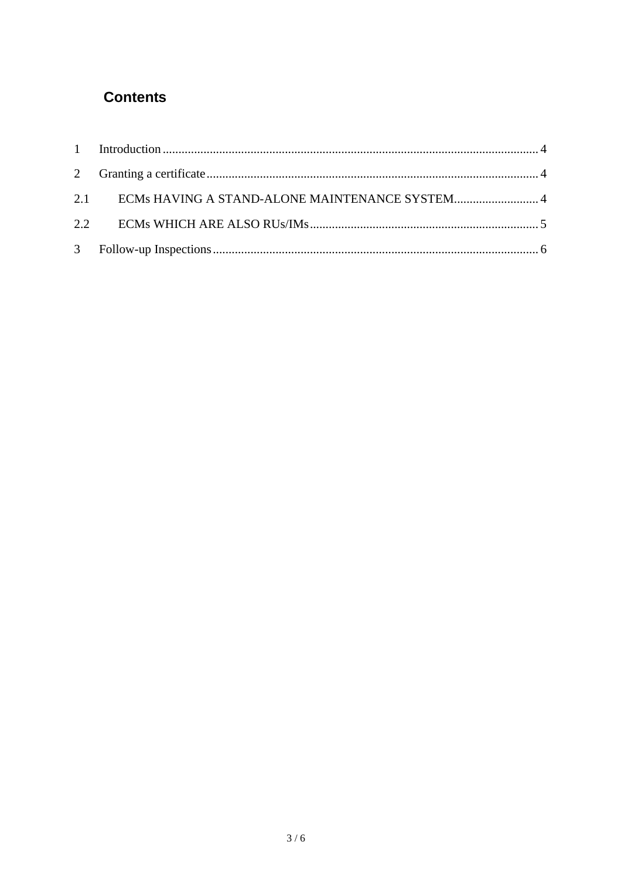## Contents

1 Introduction ........................................................................................................................ 4

2 Granting a certificate .......................................................................................................... 4

2.1 ECMs HAVING A STAND-ALONE MAINTENANCE SYSTEM ........................... 4

2.2 ECMs WHICH ARE ALSO RUs/IMs ......................................................................... 5

3 Follow-up Inspections ......................................................................................................... 6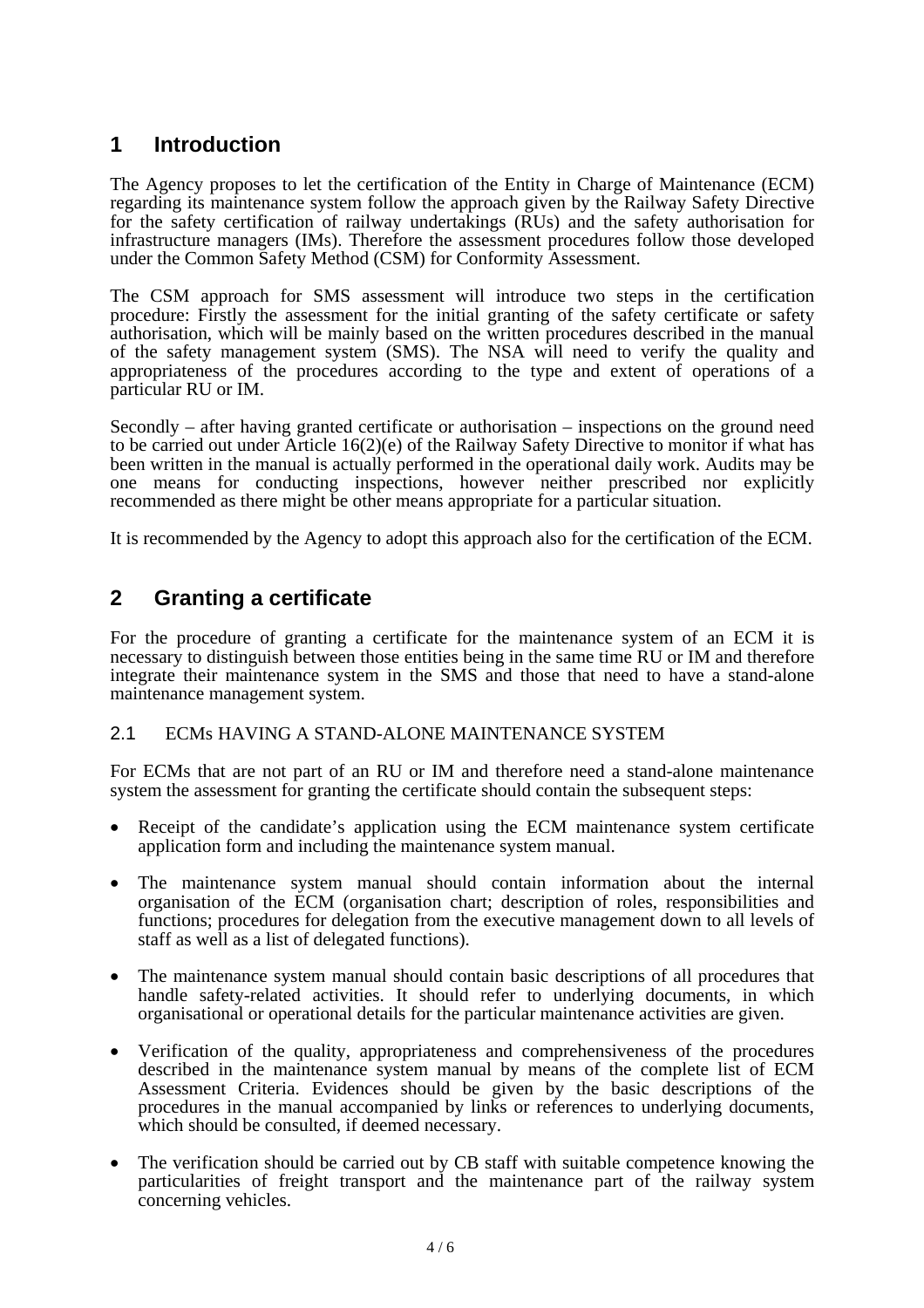# 1 Introduction

The Agency proposes to let the certification of the Entity in Charge of Maintenance (ECM) regarding its maintenance system follow the approach given by the Railway Safety Directive for the safety certification of railway undertakings (RUs) and the safety authorisation for infrastructure managers (IMs). Therefore the assessment procedures follow those developed under the Common Safety Method (CSM) for Conformity Assessment.

The CSM approach for SMS assessment will introduce two steps in the certification procedure: Firstly the assessment for the initial granting of the safety certificate or safety authorisation, which will be mainly based on the written procedures described in the manual of the safety management system (SMS). The NSA will need to verify the quality and appropriateness of the procedures according to the type and extent of operations of a particular RU or IM.

Secondly – after having granted certificate or authorisation – inspections on the ground need to be carried out under Article 16(2)(e) of the Railway Safety Directive to monitor if what has been written in the manual is actually performed in the operational daily work. Audits may be one means for conducting inspections, however neither prescribed nor explicitly recommended as there might be other means appropriate for a particular situation.

It is recommended by the Agency to adopt this approach also for the certification of the ECM.

# 2 Granting a certificate

For the procedure of granting a certificate for the maintenance system of an ECM it is necessary to distinguish between those entities being in the same time RU or IM and therefore integrate their maintenance system in the SMS and those that need to have a stand-alone maintenance management system.

## 2.1 ECMs HAVING A STAND-ALONE MAINTENANCE SYSTEM

For ECMs that are not part of an RU or IM and therefore need a stand-alone maintenance system the assessment for granting the certificate should contain the subsequent steps:

- Receipt of the candidate's application using the ECM maintenance system certificate application form and including the maintenance system manual.
- The maintenance system manual should contain information about the internal organisation of the ECM (organisation chart; description of roles, responsibilities and functions; procedures for delegation from the executive management down to all levels of staff as well as a list of delegated functions).
- The maintenance system manual should contain basic descriptions of all procedures that handle safety-related activities. It should refer to underlying documents, in which organisational or operational details for the particular maintenance activities are given.
- Verification of the quality, appropriateness and comprehensiveness of the procedures described in the maintenance system manual by means of the complete list of ECM Assessment Criteria. Evidences should be given by the basic descriptions of the procedures in the manual accompanied by links or references to underlying documents, which should be consulted, if deemed necessary.
- The verification should be carried out by CB staff with suitable competence knowing the particularities of freight transport and the maintenance part of the railway system concerning vehicles.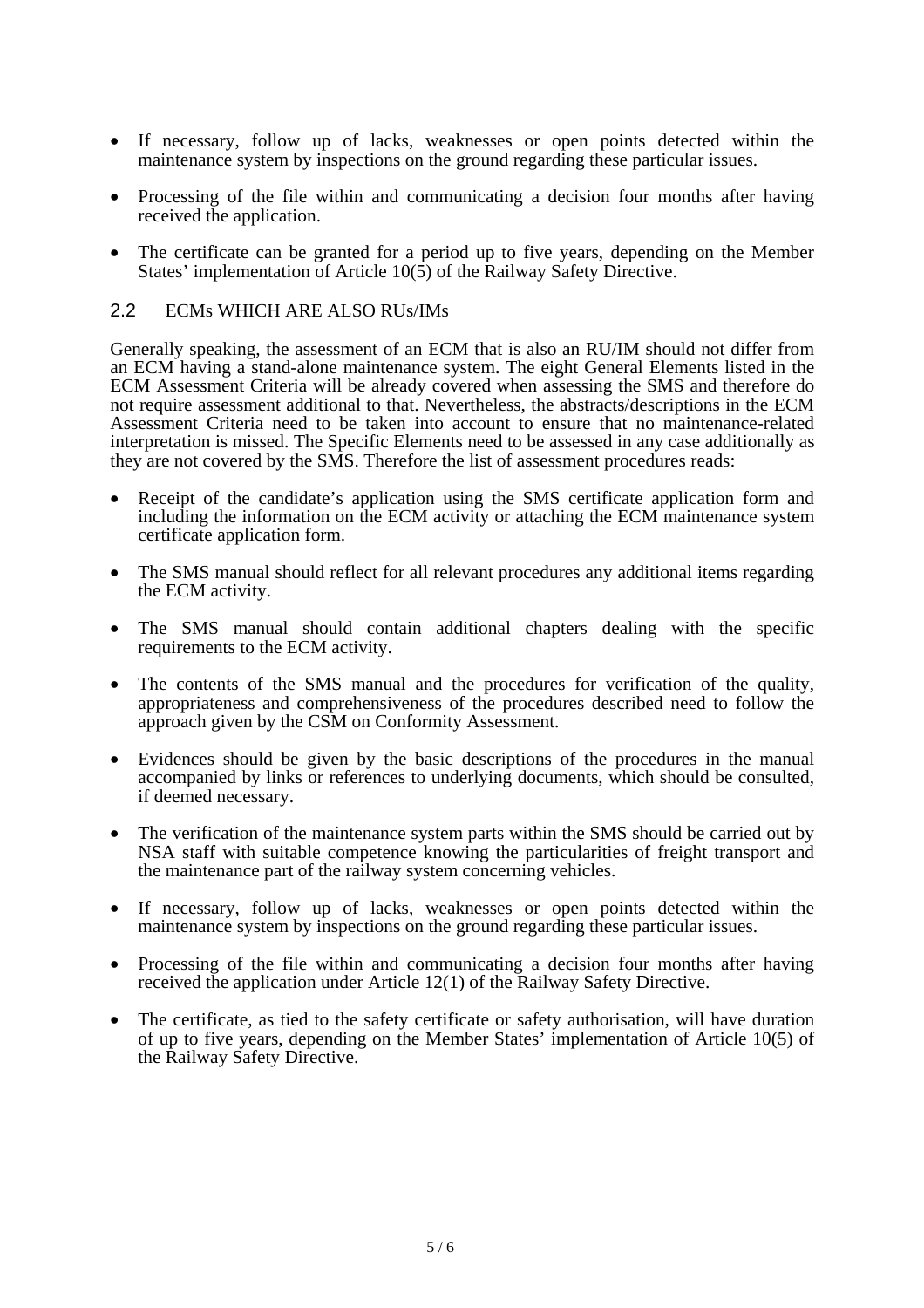- If necessary, follow up of lacks, weaknesses or open points detected within the maintenance system by inspections on the ground regarding these particular issues.

- Processing of the file within and communicating a decision four months after having received the application.

- The certificate can be granted for a period up to five years, depending on the Member States' implementation of Article 10(5) of the Railway Safety Directive.

## 2.2 ECMs WHICH ARE ALSO RUs/IMs

Generally speaking, the assessment of an ECM that is also an RU/IM should not differ from an ECM having a stand-alone maintenance system. The eight General Elements listed in the ECM Assessment Criteria will be already covered when assessing the SMS and therefore do not require assessment additional to that. Nevertheless, the abstracts/descriptions in the ECM Assessment Criteria need to be taken into account to ensure that no maintenance-related interpretation is missed. The Specific Elements need to be assessed in any case additionally as they are not covered by the SMS. Therefore the list of assessment procedures reads:

- Receipt of the candidate's application using the SMS certificate application form and including the information on the ECM activity or attaching the ECM maintenance system certificate application form.

- The SMS manual should reflect for all relevant procedures any additional items regarding the ECM activity.

- The SMS manual should contain additional chapters dealing with the specific requirements to the ECM activity.

- The contents of the SMS manual and the procedures for verification of the quality, appropriateness and comprehensiveness of the procedures described need to follow the approach given by the CSM on Conformity Assessment.

- Evidences should be given by the basic descriptions of the procedures in the manual accompanied by links or references to underlying documents, which should be consulted, if deemed necessary.

- The verification of the maintenance system parts within the SMS should be carried out by NSA staff with suitable competence knowing the particularities of freight transport and the maintenance part of the railway system concerning vehicles.

- If necessary, follow up of lacks, weaknesses or open points detected within the maintenance system by inspections on the ground regarding these particular issues.

- Processing of the file within and communicating a decision four months after having received the application under Article 12(1) of the Railway Safety Directive.

- The certificate, as tied to the safety certificate or safety authorisation, will have duration of up to five years, depending on the Member States' implementation of Article 10(5) of the Railway Safety Directive.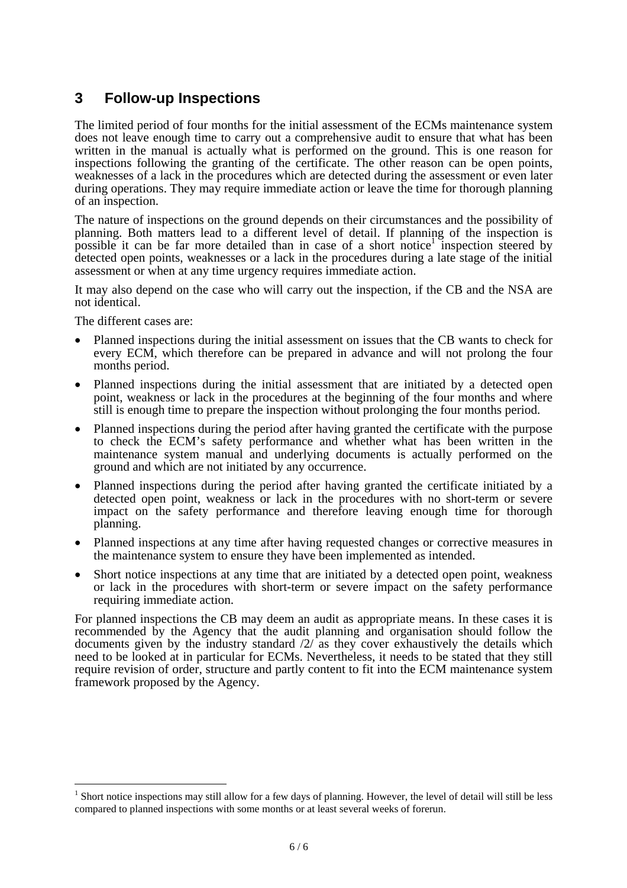## 3 Follow-up Inspections

The limited period of four months for the initial assessment of the ECMs maintenance system does not leave enough time to carry out a comprehensive audit to ensure that what has been written in the manual is actually what is performed on the ground. This is one reason for inspections following the granting of the certificate. The other reason can be open points, weaknesses of a lack in the procedures which are detected during the assessment or even later during operations. They may require immediate action or leave the time for thorough planning of an inspection.

The nature of inspections on the ground depends on their circumstances and the possibility of planning. Both matters lead to a different level of detail. If planning of the inspection is possible it can be far more detailed than in case of a short notice[1] inspection steered by detected open points, weaknesses or a lack in the procedures during a late stage of the initial assessment or when at any time urgency requires immediate action.

It may also depend on the case who will carry out the inspection, if the CB and the NSA are not identical.

The different cases are:

- Planned inspections during the initial assessment on issues that the CB wants to check for every ECM, which therefore can be prepared in advance and will not prolong the four months period.
- Planned inspections during the initial assessment that are initiated by a detected open point, weakness or lack in the procedures at the beginning of the four months and where still is enough time to prepare the inspection without prolonging the four months period.
- Planned inspections during the period after having granted the certificate with the purpose to check the ECM's safety performance and whether what has been written in the maintenance system manual and underlying documents is actually performed on the ground and which are not initiated by any occurrence.
- Planned inspections during the period after having granted the certificate initiated by a detected open point, weakness or lack in the procedures with no short-term or severe impact on the safety performance and therefore leaving enough time for thorough planning.
- Planned inspections at any time after having requested changes or corrective measures in the maintenance system to ensure they have been implemented as intended.
- Short notice inspections at any time that are initiated by a detected open point, weakness or lack in the procedures with short-term or severe impact on the safety performance requiring immediate action.

For planned inspections the CB may deem an audit as appropriate means. In these cases it is recommended by the Agency that the audit planning and organisation should follow the documents given by the industry standard /2/ as they cover exhaustively the details which need to be looked at in particular for ECMs. Nevertheless, it needs to be stated that they still require revision of order, structure and partly content to fit into the ECM maintenance system framework proposed by the Agency.

[1] Short notice inspections may still allow for a few days of planning. However, the level of detail will still be less compared to planned inspections with some months or at least several weeks of forerun.